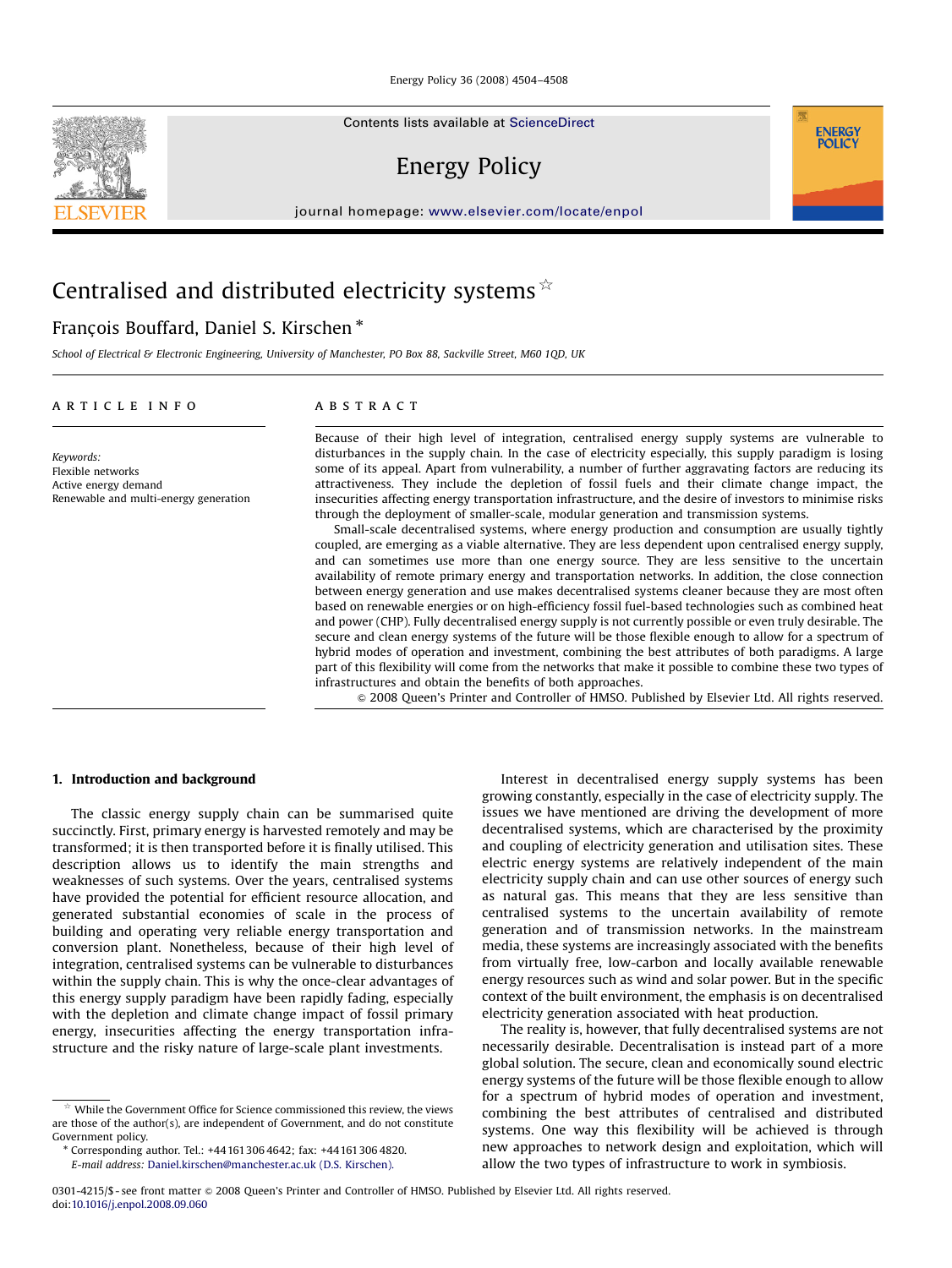# Centralised and distributed electricity systems ☆

François Bouffard, Daniel S. Kirschen *

School of Electrical & Electronic Engineering, University of Manchester, PO Box 88, Sackville Street, M60 1QD, UK

## ARTICLE INFO

*Keywords:*
Flexible networks
Active energy demand
Renewable and multi-energy generation

## ABSTRACT

Because of their high level of integration, centralised energy supply systems are vulnerable to disturbances in the supply chain. In the case of electricity especially, this supply paradigm is losing some of its appeal. Apart from vulnerability, a number of further aggravating factors are reducing its attractiveness. They include the depletion of fossil fuels and their climate change impact, the insecurities affecting energy transportation infrastructure, and the desire of investors to minimise risks through the deployment of smaller-scale, modular generation and transmission systems.

Small-scale decentralised systems, where energy production and consumption are usually tightly coupled, are emerging as a viable alternative. They are less dependent upon centralised energy supply, and can sometimes use more than one energy source. They are less sensitive to the uncertain availability of remote primary energy and transportation networks. In addition, the close connection between energy generation and use makes decentralised systems cleaner because they are most often based on renewable energies or on high-efficiency fossil fuel-based technologies such as combined heat and power (CHP). Fully decentralised energy supply is not currently possible or even truly desirable. The secure and clean energy systems of the future will be those flexible enough to allow for a spectrum of hybrid modes of operation and investment, combining the best attributes of both paradigms. A large part of this flexibility will come from the networks that make it possible to combine these two types of infrastructures and obtain the benefits of both approaches.

© 2008 Queen's Printer and Controller of HMSO. Published by Elsevier Ltd. All rights reserved.

## 1. Introduction and background

The classic energy supply chain can be summarised quite succinctly. First, primary energy is harvested remotely and may be transformed; it is then transported before it is finally utilised. This description allows us to identify the main strengths and weaknesses of such systems. Over the years, centralised systems have provided the potential for efficient resource allocation, and generated substantial economies of scale in the process of building and operating very reliable energy transportation and conversion plant. Nonetheless, because of their high level of integration, centralised systems can be vulnerable to disturbances within the supply chain. This is why the once-clear advantages of this energy supply paradigm have been rapidly fading, especially with the depletion and climate change impact of fossil primary energy, insecurities affecting the energy transportation infrastructure and the risky nature of large-scale plant investments.

Interest in decentralised energy supply systems has been growing constantly, especially in the case of electricity supply. The issues we have mentioned are driving the development of more decentralised systems, which are characterised by the proximity and coupling of electricity generation and utilisation sites. These electric energy systems are relatively independent of the main electricity supply chain and can use other sources of energy such as natural gas. This means that they are less sensitive than centralised systems to the uncertain availability of remote generation and of transmission networks. In the mainstream media, these systems are increasingly associated with the benefits from virtually free, low-carbon and locally available renewable energy resources such as wind and solar power. But in the specific context of the built environment, the emphasis is on decentralised electricity generation associated with heat production.

The reality is, however, that fully decentralised systems are not necessarily desirable. Decentralisation is instead part of a more global solution. The secure, clean and economically sound electric energy systems of the future will be those flexible enough to allow for a spectrum of hybrid modes of operation and investment, combining the best attributes of centralised and distributed systems. One way this flexibility will be achieved is through new approaches to network design and exploitation, which will allow the two types of infrastructure to work in symbiosis.

☆ While the Government Office for Science commissioned this review, the views are those of the author(s), are independent of Government, and do not constitute Government policy.

* Corresponding author. Tel.: +44 161 306 4642; fax: +44 161 306 4820.
*E-mail address:* Daniel.kirschen@manchester.ac.uk (D.S. Kirschen).

0301-4215/$ - see front matter © 2008 Queen's Printer and Controller of HMSO. Published by Elsevier Ltd. All rights reserved.
doi:10.1016/j.enpol.2008.09.060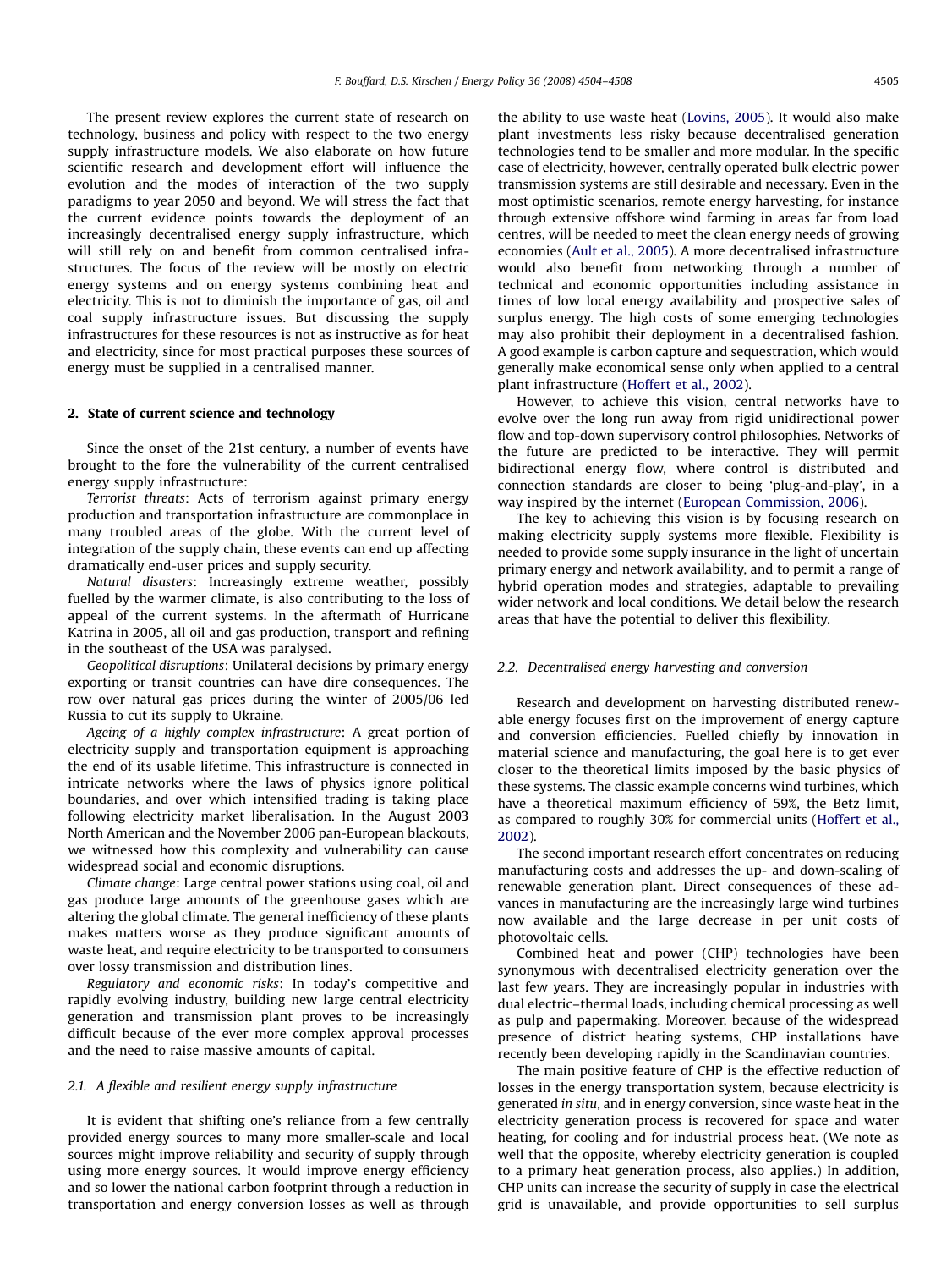The present review explores the current state of research on technology, business and policy with respect to the two energy supply infrastructure models. We also elaborate on how future scientific research and development effort will influence the evolution and the modes of interaction of the two supply paradigms to year 2050 and beyond. We will stress the fact that the current evidence points towards the deployment of an increasingly decentralised energy supply infrastructure, which will still rely on and benefit from common centralised infrastructures. The focus of the review will be mostly on electric energy systems and on energy systems combining heat and electricity. This is not to diminish the importance of gas, oil and coal supply infrastructure issues. But discussing the supply infrastructures for these resources is not as instructive as for heat and electricity, since for most practical purposes these sources of energy must be supplied in a centralised manner.

## 2. State of current science and technology

Since the onset of the 21st century, a number of events have brought to the fore the vulnerability of the current centralised energy supply infrastructure:

*Terrorist threats*: Acts of terrorism against primary energy production and transportation infrastructure are commonplace in many troubled areas of the globe. With the current level of integration of the supply chain, these events can end up affecting dramatically end-user prices and supply security.

*Natural disasters*: Increasingly extreme weather, possibly fuelled by the warmer climate, is also contributing to the loss of appeal of the current systems. In the aftermath of Hurricane Katrina in 2005, all oil and gas production, transport and refining in the southeast of the USA was paralysed.

*Geopolitical disruptions*: Unilateral decisions by primary energy exporting or transit countries can have dire consequences. The row over natural gas prices during the winter of 2005/06 led Russia to cut its supply to Ukraine.

*Ageing of a highly complex infrastructure*: A great portion of electricity supply and transportation equipment is approaching the end of its usable lifetime. This infrastructure is connected in intricate networks where the laws of physics ignore political boundaries, and over which intensified trading is taking place following electricity market liberalisation. In the August 2003 North American and the November 2006 pan-European blackouts, we witnessed how this complexity and vulnerability can cause widespread social and economic disruptions.

*Climate change*: Large central power stations using coal, oil and gas produce large amounts of the greenhouse gases which are altering the global climate. The general inefficiency of these plants makes matters worse as they produce significant amounts of waste heat, and require electricity to be transported to consumers over lossy transmission and distribution lines.

*Regulatory and economic risks*: In today's competitive and rapidly evolving industry, building new large central electricity generation and transmission plant proves to be increasingly difficult because of the ever more complex approval processes and the need to raise massive amounts of capital.

### 2.1. A flexible and resilient energy supply infrastructure

It is evident that shifting one's reliance from a few centrally provided energy sources to many more smaller-scale and local sources might improve reliability and security of supply through using more energy sources. It would improve energy efficiency and so lower the national carbon footprint through a reduction in transportation and energy conversion losses as well as through the ability to use waste heat (Lovins, 2005). It would also make plant investments less risky because decentralised generation technologies tend to be smaller and more modular. In the specific case of electricity, however, centrally operated bulk electric power transmission systems are still desirable and necessary. Even in the most optimistic scenarios, remote energy harvesting, for instance through extensive offshore wind farming in areas far from load centres, will be needed to meet the clean energy needs of growing economies (Ault et al., 2005). A more decentralised infrastructure would also benefit from networking through a number of technical and economic opportunities including assistance in times of low local energy availability and prospective sales of surplus energy. The high costs of some emerging technologies may also prohibit their deployment in a decentralised fashion. A good example is carbon capture and sequestration, which would generally make economical sense only when applied to a central plant infrastructure (Hoffert et al., 2002).

However, to achieve this vision, central networks have to evolve over the long run away from rigid unidirectional power flow and top-down supervisory control philosophies. Networks of the future are predicted to be interactive. They will permit bidirectional energy flow, where control is distributed and connection standards are closer to being 'plug-and-play', in a way inspired by the internet (European Commission, 2006).

The key to achieving this vision is by focusing research on making electricity supply systems more flexible. Flexibility is needed to provide some supply insurance in the light of uncertain primary energy and network availability, and to permit a range of hybrid operation modes and strategies, adaptable to prevailing wider network and local conditions. We detail below the research areas that have the potential to deliver this flexibility.

### 2.2. Decentralised energy harvesting and conversion

Research and development on harvesting distributed renewable energy focuses first on the improvement of energy capture and conversion efficiencies. Fuelled chiefly by innovation in material science and manufacturing, the goal here is to get ever closer to the theoretical limits imposed by the basic physics of these systems. The classic example concerns wind turbines, which have a theoretical maximum efficiency of 59%, the Betz limit, as compared to roughly 30% for commercial units (Hoffert et al., 2002).

The second important research effort concentrates on reducing manufacturing costs and addresses the up- and down-scaling of renewable generation plant. Direct consequences of these advances in manufacturing are the increasingly large wind turbines now available and the large decrease in per unit costs of photovoltaic cells.

Combined heat and power (CHP) technologies have been synonymous with decentralised electricity generation over the last few years. They are increasingly popular in industries with dual electric–thermal loads, including chemical processing as well as pulp and papermaking. Moreover, because of the widespread presence of district heating systems, CHP installations have recently been developing rapidly in the Scandinavian countries.

The main positive feature of CHP is the effective reduction of losses in the energy transportation system, because electricity is generated *in situ*, and in energy conversion, since waste heat in the electricity generation process is recovered for space and water heating, for cooling and for industrial process heat. (We note as well that the opposite, whereby electricity generation is coupled to a primary heat generation process, also applies.) In addition, CHP units can increase the security of supply in case the electrical grid is unavailable, and provide opportunities to sell surplus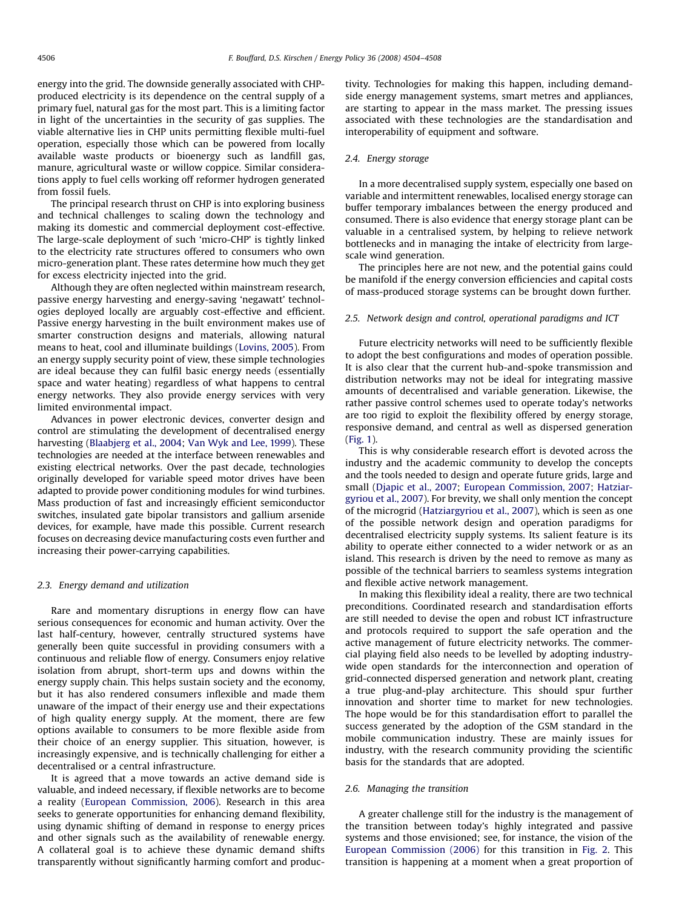energy into the grid. The downside generally associated with CHP-produced electricity is its dependence on the central supply of a primary fuel, natural gas for the most part. This is a limiting factor in light of the uncertainties in the security of gas supplies. The viable alternative lies in CHP units permitting flexible multi-fuel operation, especially those which can be powered from locally available waste products or bioenergy such as landfill gas, manure, agricultural waste or willow coppice. Similar considerations apply to fuel cells working off reformer hydrogen generated from fossil fuels.

The principal research thrust on CHP is into exploring business and technical challenges to scaling down the technology and making its domestic and commercial deployment cost-effective. The large-scale deployment of such 'micro-CHP' is tightly linked to the electricity rate structures offered to consumers who own micro-generation plant. These rates determine how much they get for excess electricity injected into the grid.

Although they are often neglected within mainstream research, passive energy harvesting and energy-saving 'negawatt' technologies deployed locally are arguably cost-effective and efficient. Passive energy harvesting in the built environment makes use of smarter construction designs and materials, allowing natural means to heat, cool and illuminate buildings (Lovins, 2005). From an energy supply security point of view, these simple technologies are ideal because they can fulfil basic energy needs (essentially space and water heating) regardless of what happens to central energy networks. They also provide energy services with very limited environmental impact.

Advances in power electronic devices, converter design and control are stimulating the development of decentralised energy harvesting (Blaabjerg et al., 2004; Van Wyk and Lee, 1999). These technologies are needed at the interface between renewables and existing electrical networks. Over the past decade, technologies originally developed for variable speed motor drives have been adapted to provide power conditioning modules for wind turbines. Mass production of fast and increasingly efficient semiconductor switches, insulated gate bipolar transistors and gallium arsenide devices, for example, have made this possible. Current research focuses on decreasing device manufacturing costs even further and increasing their power-carrying capabilities.

### 2.3. Energy demand and utilization

Rare and momentary disruptions in energy flow can have serious consequences for economic and human activity. Over the last half-century, however, centrally structured systems have generally been quite successful in providing consumers with a continuous and reliable flow of energy. Consumers enjoy relative isolation from abrupt, short-term ups and downs within the energy supply chain. This helps sustain society and the economy, but it has also rendered consumers inflexible and made them unaware of the impact of their energy use and their expectations of high quality energy supply. At the moment, there are few options available to consumers to be more flexible aside from their choice of an energy supplier. This situation, however, is increasingly expensive, and is technically challenging for either a decentralised or a central infrastructure.

It is agreed that a move towards an active demand side is valuable, and indeed necessary, if flexible networks are to become a reality (European Commission, 2006). Research in this area seeks to generate opportunities for enhancing demand flexibility, using dynamic shifting of demand in response to energy prices and other signals such as the availability of renewable energy. A collateral goal is to achieve these dynamic demand shifts transparently without significantly harming comfort and productivity. Technologies for making this happen, including demand-side energy management systems, smart metres and appliances, are starting to appear in the mass market. The pressing issues associated with these technologies are the standardisation and interoperability of equipment and software.

### 2.4. Energy storage

In a more decentralised supply system, especially one based on variable and intermittent renewables, localised energy storage can buffer temporary imbalances between the energy produced and consumed. There is also evidence that energy storage plant can be valuable in a centralised system, by helping to relieve network bottlenecks and in managing the intake of electricity from large-scale wind generation.

The principles here are not new, and the potential gains could be manifold if the energy conversion efficiencies and capital costs of mass-produced storage systems can be brought down further.

### 2.5. Network design and control, operational paradigms and ICT

Future electricity networks will need to be sufficiently flexible to adopt the best configurations and modes of operation possible. It is also clear that the current hub-and-spoke transmission and distribution networks may not be ideal for integrating massive amounts of decentralised and variable generation. Likewise, the rather passive control schemes used to operate today's networks are too rigid to exploit the flexibility offered by energy storage, responsive demand, and central as well as dispersed generation (Fig. 1).

This is why considerable research effort is devoted across the industry and the academic community to develop the concepts and the tools needed to design and operate future grids, large and small (Djapic et al., 2007; European Commission, 2007; Hatziargyriou et al., 2007). For brevity, we shall only mention the concept of the microgrid (Hatziargyriou et al., 2007), which is seen as one of the possible network design and operation paradigms for decentralised electricity supply systems. Its salient feature is its ability to operate either connected to a wider network or as an island. This research is driven by the need to remove as many as possible of the technical barriers to seamless systems integration and flexible active network management.

In making this flexibility ideal a reality, there are two technical preconditions. Coordinated research and standardisation efforts are still needed to devise the open and robust ICT infrastructure and protocols required to support the safe operation and the active management of future electricity networks. The commercial playing field also needs to be levelled by adopting industry-wide open standards for the interconnection and operation of grid-connected dispersed generation and network plant, creating a true plug-and-play architecture. This should spur further innovation and shorter time to market for new technologies. The hope would be for this standardisation effort to parallel the success generated by the adoption of the GSM standard in the mobile communication industry. These are mainly issues for industry, with the research community providing the scientific basis for the standards that are adopted.

### 2.6. Managing the transition

A greater challenge still for the industry is the management of the transition between today's highly integrated and passive systems and those envisioned; see, for instance, the vision of the European Commission (2006) for this transition in Fig. 2. This transition is happening at a moment when a great proportion of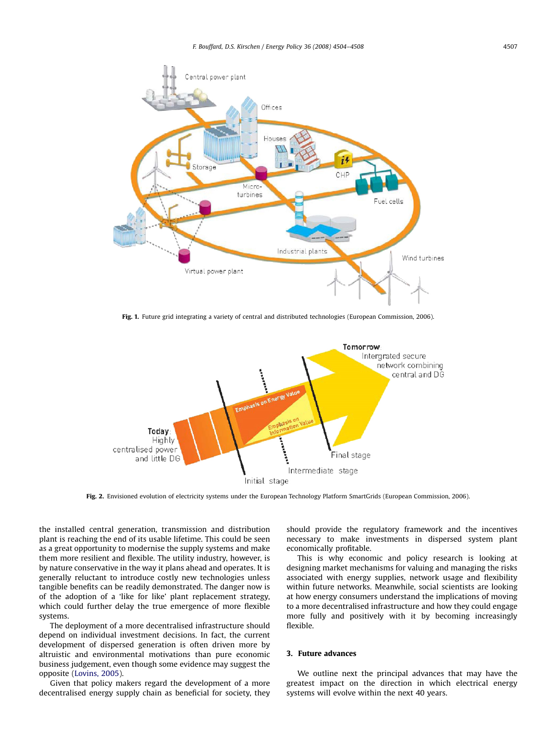Fig. 1. Future grid integrating a variety of central and distributed technologies (European Commission, 2006).

Fig. 2. Envisioned evolution of electricity systems under the European Technology Platform SmartGrids (European Commission, 2006).

the installed central generation, transmission and distribution plant is reaching the end of its usable lifetime. This could be seen as a great opportunity to modernise the supply systems and make them more resilient and flexible. The utility industry, however, is by nature conservative in the way it plans ahead and operates. It is generally reluctant to introduce costly new technologies unless tangible benefits can be readily demonstrated. The danger now is of the adoption of a 'like for like' plant replacement strategy, which could further delay the true emergence of more flexible systems.

The deployment of a more decentralised infrastructure should depend on individual investment decisions. In fact, the current development of dispersed generation is often driven more by altruistic and environmental motivations than pure economic business judgement, even though some evidence may suggest the opposite (Lovins, 2005).

Given that policy makers regard the development of a more decentralised energy supply chain as beneficial for society, they should provide the regulatory framework and the incentives necessary to make investments in dispersed system plant economically profitable.

This is why economic and policy research is looking at designing market mechanisms for valuing and managing the risks associated with energy supplies, network usage and flexibility within future networks. Meanwhile, social scientists are looking at how energy consumers understand the implications of moving to a more decentralised infrastructure and how they could engage more fully and positively with it by becoming increasingly flexible.

## 3. Future advances

We outline next the principal advances that may have the greatest impact on the direction in which electrical energy systems will evolve within the next 40 years.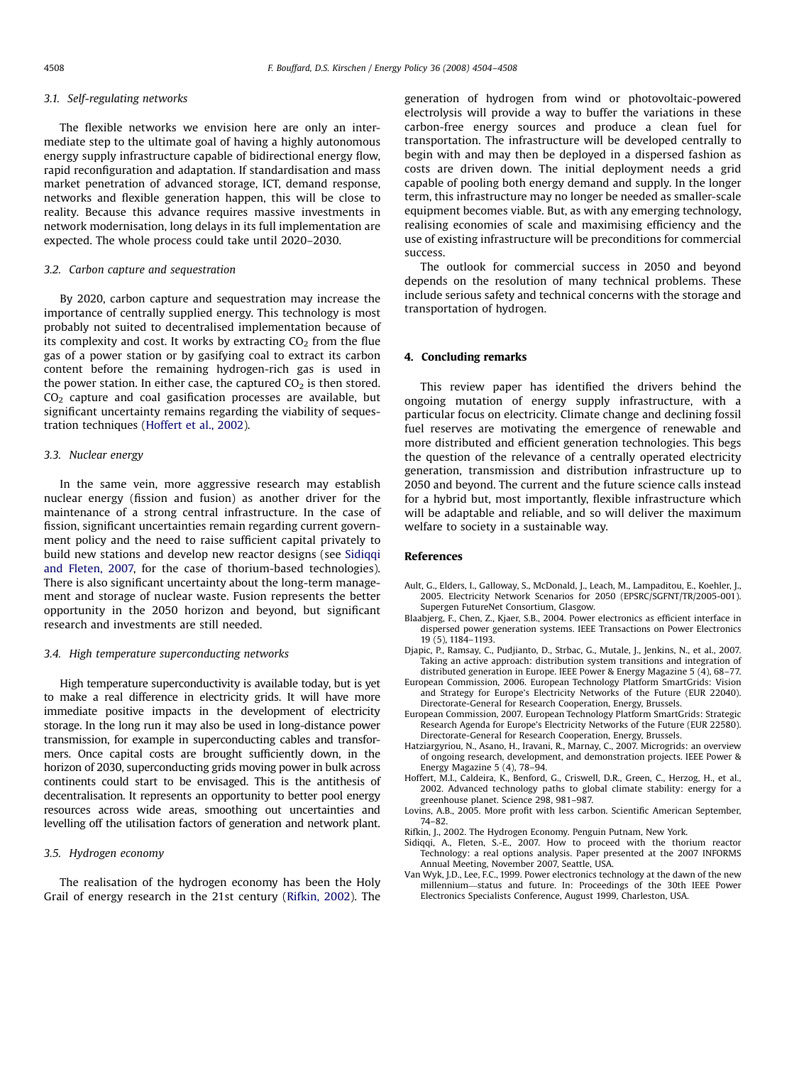### 3.1. Self-regulating networks

The flexible networks we envision here are only an intermediate step to the ultimate goal of having a highly autonomous energy supply infrastructure capable of bidirectional energy flow, rapid reconfiguration and adaptation. If standardisation and mass market penetration of advanced storage, ICT, demand response, networks and flexible generation happen, this will be close to reality. Because this advance requires massive investments in network modernisation, long delays in its full implementation are expected. The whole process could take until 2020–2030.

### 3.2. Carbon capture and sequestration

By 2020, carbon capture and sequestration may increase the importance of centrally supplied energy. This technology is most probably not suited to decentralised implementation because of its complexity and cost. It works by extracting $CO_2$ from the flue gas of a power station or by gasifying coal to extract its carbon content before the remaining hydrogen-rich gas is used in the power station. In either case, the captured $CO_2$ is then stored. $CO_2$ capture and coal gasification processes are available, but significant uncertainty remains regarding the viability of sequestration techniques (Hoffert et al., 2002).

### 3.3. Nuclear energy

In the same vein, more aggressive research may establish nuclear energy (fission and fusion) as another driver for the maintenance of a strong central infrastructure. In the case of fission, significant uncertainties remain regarding current government policy and the need to raise sufficient capital privately to build new stations and develop new reactor designs (see Sidiqqi and Fleten, 2007, for the case of thorium-based technologies). There is also significant uncertainty about the long-term management and storage of nuclear waste. Fusion represents the better opportunity in the 2050 horizon and beyond, but significant research and investments are still needed.

### 3.4. High temperature superconducting networks

High temperature superconductivity is available today, but is yet to make a real difference in electricity grids. It will have more immediate positive impacts in the development of electricity storage. In the long run it may also be used in long-distance power transmission, for example in superconducting cables and transformers. Once capital costs are brought sufficiently down, in the horizon of 2030, superconducting grids moving power in bulk across continents could start to be envisaged. This is the antithesis of decentralisation. It represents an opportunity to better pool energy resources across wide areas, smoothing out uncertainties and levelling off the utilisation factors of generation and network plant.

### 3.5. Hydrogen economy

The realisation of the hydrogen economy has been the Holy Grail of energy research in the 21st century (Rifkin, 2002). The generation of hydrogen from wind or photovoltaic-powered electrolysis will provide a way to buffer the variations in these carbon-free energy sources and produce a clean fuel for transportation. The infrastructure will be developed centrally to begin with and may then be deployed in a dispersed fashion as costs are driven down. The initial deployment needs a grid capable of pooling both energy demand and supply. In the longer term, this infrastructure may no longer be needed as smaller-scale equipment becomes viable. But, as with any emerging technology, realising economies of scale and maximising efficiency and the use of existing infrastructure will be preconditions for commercial success.

The outlook for commercial success in 2050 and beyond depends on the resolution of many technical problems. These include serious safety and technical concerns with the storage and transportation of hydrogen.

## 4. Concluding remarks

This review paper has identified the drivers behind the ongoing mutation of energy supply infrastructure, with a particular focus on electricity. Climate change and declining fossil fuel reserves are motivating the emergence of renewable and more distributed and efficient generation technologies. This begs the question of the relevance of a centrally operated electricity generation, transmission and distribution infrastructure up to 2050 and beyond. The current and the future science calls instead for a hybrid but, most importantly, flexible infrastructure which will be adaptable and reliable, and so will deliver the maximum welfare to society in a sustainable way.

## References

Ault, G., Elders, I., Galloway, S., McDonald, J., Leach, M., Lampaditou, E., Koehler, J., 2005. Electricity Network Scenarios for 2050 (EPSRC/SGFNT/TR/2005-001). Supergen FutureNet Consortium, Glasgow.

Blaabjerg, F., Chen, Z., Kjaer, S.B., 2004. Power electronics as efficient interface in dispersed power generation systems. IEEE Transactions on Power Electronics 19 (5), 1184–1193.

Djapic, P., Ramsay, C., Pudjianto, D., Strbac, G., Mutale, J., Jenkins, N., et al., 2007. Taking an active approach: distribution system transitions and integration of distributed generation in Europe. IEEE Power & Energy Magazine 5 (4), 68–77.

European Commission, 2006. European Technology Platform SmartGrids: Vision and Strategy for Europe's Electricity Networks of the Future (EUR 22040). Directorate-General for Research Cooperation, Energy, Brussels.

European Commission, 2007. European Technology Platform SmartGrids: Strategic Research Agenda for Europe's Electricity Networks of the Future (EUR 22580). Directorate-General for Research Cooperation, Energy, Brussels.

Hatziargyriou, N., Asano, H., Iravani, R., Marnay, C., 2007. Microgrids: an overview of ongoing research, development, and demonstration projects. IEEE Power & Energy Magazine 5 (4), 78–94.

Hoffert, M.I., Caldeira, K., Benford, G., Criswell, D.R., Green, C., Herzog, H., et al., 2002. Advanced technology paths to global climate stability: energy for a greenhouse planet. Science 298, 981–987.

Lovins, A.B., 2005. More profit with less carbon. Scientific American September, 74–82.

Rifkin, J., 2002. The Hydrogen Economy. Penguin Putnam, New York.

Sidiqqi, A., Fleten, S.-E., 2007. How to proceed with the thorium reactor Technology: a real options analysis. Paper presented at the 2007 INFORMS Annual Meeting, November 2007, Seattle, USA.

Van Wyk, J.D., Lee, F.C., 1999. Power electronics technology at the dawn of the new millennium—status and future. In: Proceedings of the 30th IEEE Power Electronics Specialists Conference, August 1999, Charleston, USA.